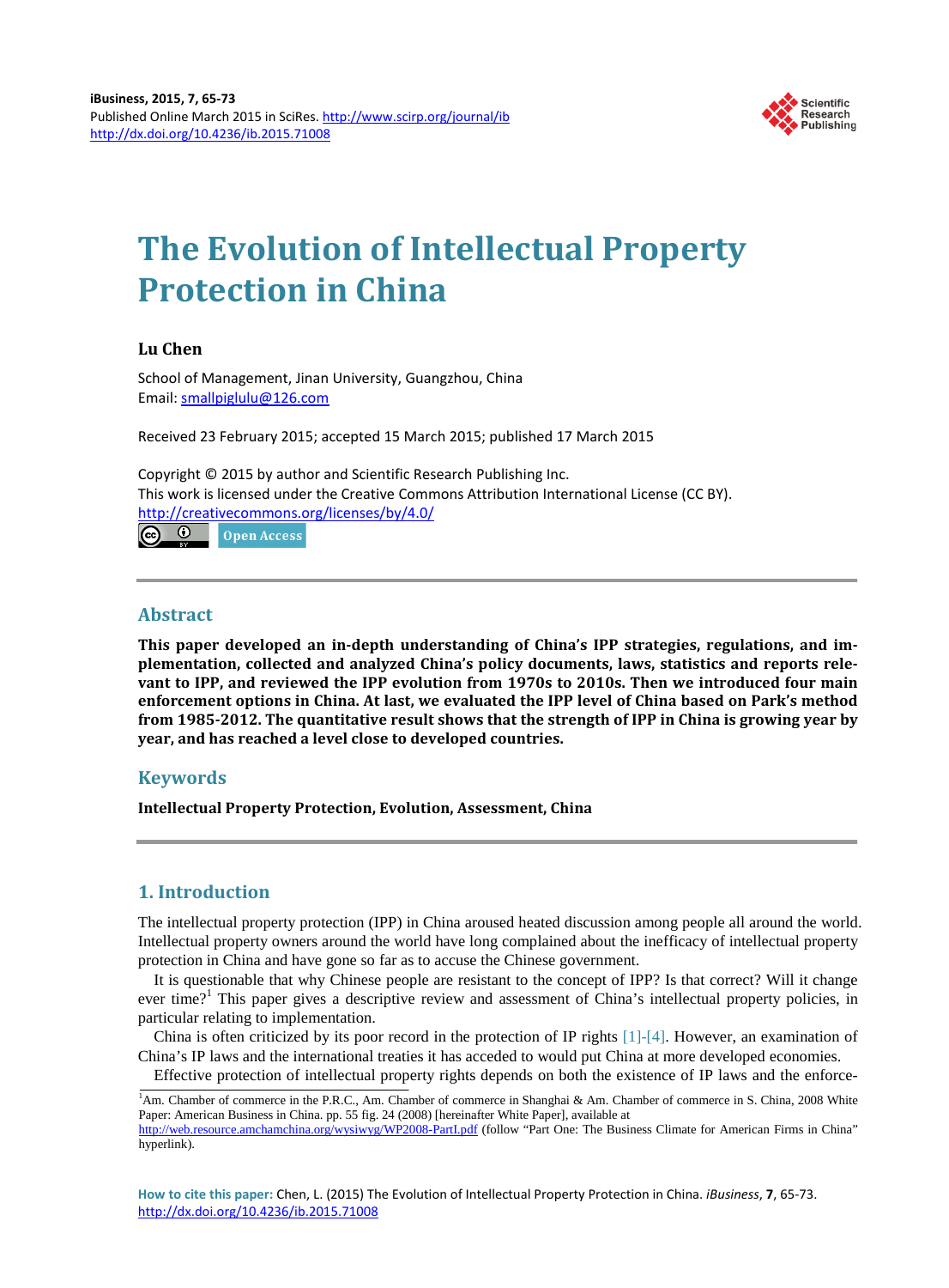# The Evolution of Intellectual Property Protection in China

**Lu Chen**

School of Management, Jinan University, Guangzhou, China
Email: smallpiglulu@126.com

Received 23 February 2015; accepted 15 March 2015; published 17 March 2015

Copyright © 2015 by author and Scientific Research Publishing Inc.
This work is licensed under the Creative Commons Attribution International License (CC BY).
http://creativecommons.org/licenses/by/4.0/

Open Access

## Abstract

**This paper developed an in-depth understanding of China's IPP strategies, regulations, and implementation, collected and analyzed China's policy documents, laws, statistics and reports relevant to IPP, and reviewed the IPP evolution from 1970s to 2010s. Then we introduced four main enforcement options in China. At last, we evaluated the IPP level of China based on Park's method from 1985-2012. The quantitative result shows that the strength of IPP in China is growing year by year, and has reached a level close to developed countries.**

## Keywords

**Intellectual Property Protection, Evolution, Assessment, China**

## 1. Introduction

The intellectual property protection (IPP) in China aroused heated discussion among people all around the world. Intellectual property owners around the world have long complained about the inefficacy of intellectual property protection in China and have gone so far as to accuse the Chinese government.

It is questionable that why Chinese people are resistant to the concept of IPP? Is that correct? Will it change ever time?[1] This paper gives a descriptive review and assessment of China's intellectual property policies, in particular relating to implementation.

China is often criticized by its poor record in the protection of IP rights [1]-[4]. However, an examination of China's IP laws and the international treaties it has acceded to would put China at more developed economies.

Effective protection of intellectual property rights depends on both the existence of IP laws and the enforce-

[1]Am. Chamber of commerce in the P.R.C., Am. Chamber of commerce in Shanghai & Am. Chamber of commerce in S. China, 2008 White Paper: American Business in China. pp. 55 fig. 24 (2008) [hereinafter White Paper], available at http://web.resource.amchamchina.org/wysiwyg/WP2008-PartI.pdf (follow "Part One: The Business Climate for American Firms in China" hyperlink).

**How to cite this paper:** Chen, L. (2015) The Evolution of Intellectual Property Protection in China. *iBusiness*, **7**, 65-73. http://dx.doi.org/10.4236/ib.2015.71008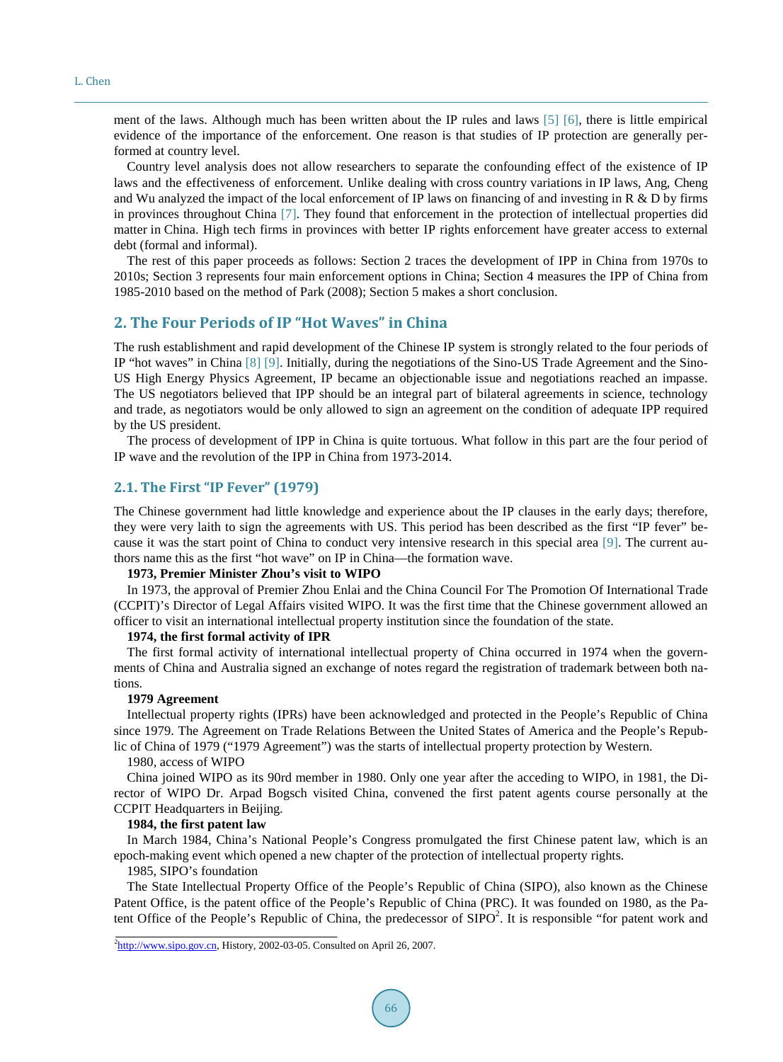ment of the laws. Although much has been written about the IP rules and laws [5] [6], there is little empirical evidence of the importance of the enforcement. One reason is that studies of IP protection are generally performed at country level.

Country level analysis does not allow researchers to separate the confounding effect of the existence of IP laws and the effectiveness of enforcement. Unlike dealing with cross country variations in IP laws, Ang, Cheng and Wu analyzed the impact of the local enforcement of IP laws on financing of and investing in R & D by firms in provinces throughout China [7]. They found that enforcement in the protection of intellectual properties did matter in China. High tech firms in provinces with better IP rights enforcement have greater access to external debt (formal and informal).

The rest of this paper proceeds as follows: Section 2 traces the development of IPP in China from 1970s to 2010s; Section 3 represents four main enforcement options in China; Section 4 measures the IPP of China from 1985-2010 based on the method of Park (2008); Section 5 makes a short conclusion.

## 2. The Four Periods of IP "Hot Waves" in China

The rush establishment and rapid development of the Chinese IP system is strongly related to the four periods of IP "hot waves" in China [8] [9]. Initially, during the negotiations of the Sino-US Trade Agreement and the Sino-US High Energy Physics Agreement, IP became an objectionable issue and negotiations reached an impasse. The US negotiators believed that IPP should be an integral part of bilateral agreements in science, technology and trade, as negotiators would be only allowed to sign an agreement on the condition of adequate IPP required by the US president.

The process of development of IPP in China is quite tortuous. What follow in this part are the four period of IP wave and the revolution of the IPP in China from 1973-2014.

### 2.1. The First "IP Fever" (1979)

The Chinese government had little knowledge and experience about the IP clauses in the early days; therefore, they were very laith to sign the agreements with US. This period has been described as the first "IP fever" because it was the start point of China to conduct very intensive research in this special area [9]. The current authors name this as the first "hot wave" on IP in China—the formation wave.

**1973, Premier Minister Zhou's visit to WIPO**

In 1973, the approval of Premier Zhou Enlai and the China Council For The Promotion Of International Trade (CCPIT)'s Director of Legal Affairs visited WIPO. It was the first time that the Chinese government allowed an officer to visit an international intellectual property institution since the foundation of the state.

**1974, the first formal activity of IPR**

The first formal activity of international intellectual property of China occurred in 1974 when the governments of China and Australia signed an exchange of notes regard the registration of trademark between both nations.

**1979 Agreement**

Intellectual property rights (IPRs) have been acknowledged and protected in the People's Republic of China since 1979. The Agreement on Trade Relations Between the United States of America and the People's Republic of China of 1979 ("1979 Agreement") was the starts of intellectual property protection by Western.

1980, access of WIPO

China joined WIPO as its 90rd member in 1980. Only one year after the acceding to WIPO, in 1981, the Director of WIPO Dr. Arpad Bogsch visited China, convened the first patent agents course personally at the CCPIT Headquarters in Beijing.

**1984, the first patent law**

In March 1984, China's National People's Congress promulgated the first Chinese patent law, which is an epoch-making event which opened a new chapter of the protection of intellectual property rights.

1985, SIPO's foundation

The State Intellectual Property Office of the People's Republic of China (SIPO), also known as the Chinese Patent Office, is the patent office of the People's Republic of China (PRC). It was founded on 1980, as the Patent Office of the People's Republic of China, the predecessor of SIPO[2]. It is responsible "for patent work and

[2] http://www.sipo.gov.cn, History, 2002-03-05. Consulted on April 26, 2007.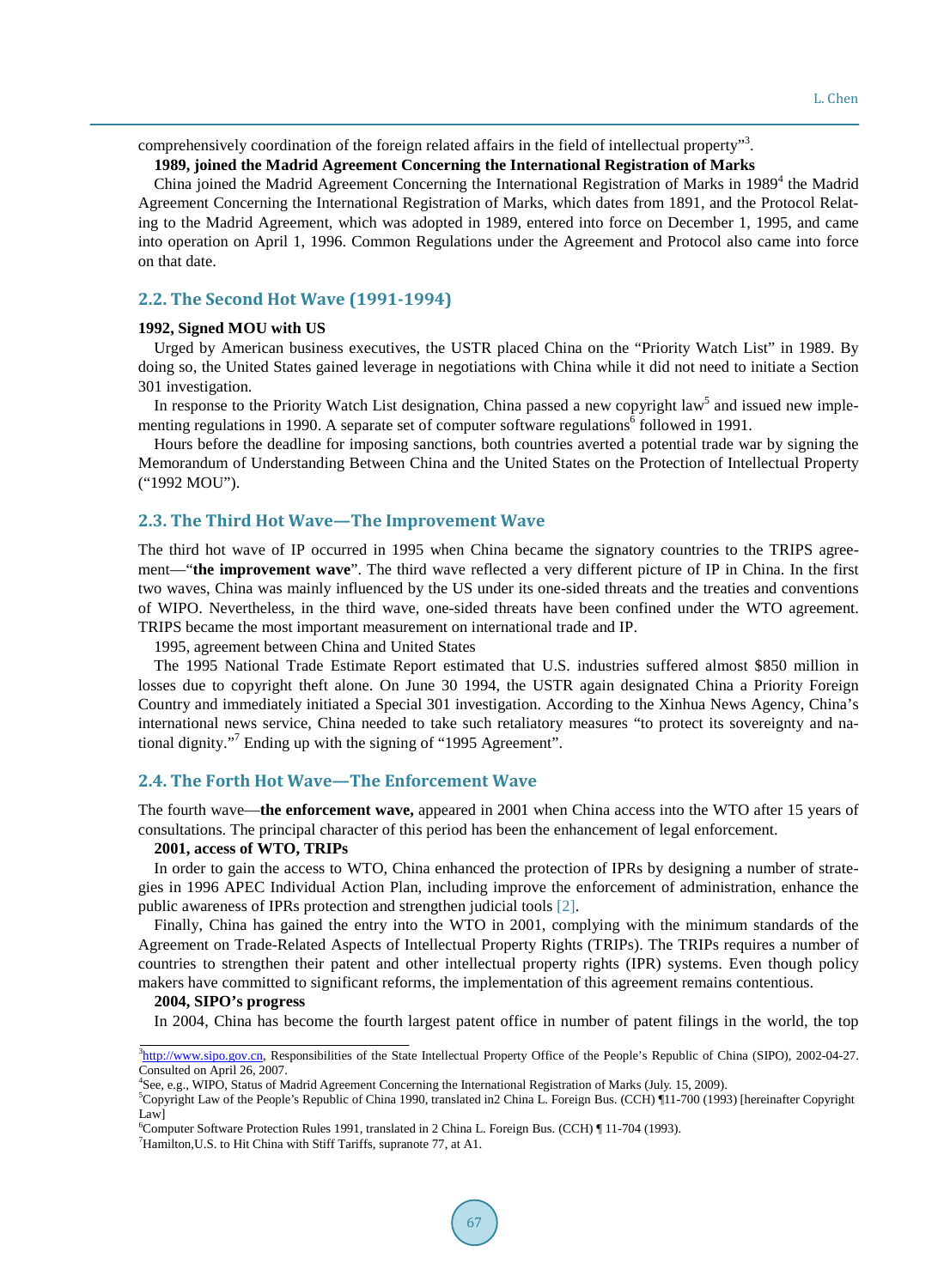comprehensively coordination of the foreign related affairs in the field of intellectual property"[3].

**1989, joined the Madrid Agreement Concerning the International Registration of Marks**

China joined the Madrid Agreement Concerning the International Registration of Marks in 1989[4] the Madrid Agreement Concerning the International Registration of Marks, which dates from 1891, and the Protocol Relating to the Madrid Agreement, which was adopted in 1989, entered into force on December 1, 1995, and came into operation on April 1, 1996. Common Regulations under the Agreement and Protocol also came into force on that date.

## 2.2. The Second Hot Wave (1991-1994)

**1992, Signed MOU with US**

Urged by American business executives, the USTR placed China on the "Priority Watch List" in 1989. By doing so, the United States gained leverage in negotiations with China while it did not need to initiate a Section 301 investigation.

In response to the Priority Watch List designation, China passed a new copyright law[5] and issued new implementing regulations in 1990. A separate set of computer software regulations[6] followed in 1991.

Hours before the deadline for imposing sanctions, both countries averted a potential trade war by signing the Memorandum of Understanding Between China and the United States on the Protection of Intellectual Property ("1992 MOU").

## 2.3. The Third Hot Wave—The Improvement Wave

The third hot wave of IP occurred in 1995 when China became the signatory countries to the TRIPS agreement—"**the improvement wave**". The third wave reflected a very different picture of IP in China. In the first two waves, China was mainly influenced by the US under its one-sided threats and the treaties and conventions of WIPO. Nevertheless, in the third wave, one-sided threats have been confined under the WTO agreement. TRIPS became the most important measurement on international trade and IP.

1995, agreement between China and United States

The 1995 National Trade Estimate Report estimated that U.S. industries suffered almost $850 million in losses due to copyright theft alone. On June 30 1994, the USTR again designated China a Priority Foreign Country and immediately initiated a Special 301 investigation. According to the Xinhua News Agency, China's international news service, China needed to take such retaliatory measures "to protect its sovereignty and national dignity."[7] Ending up with the signing of "1995 Agreement".

## 2.4. The Forth Hot Wave—The Enforcement Wave

The fourth wave—**the enforcement wave,** appeared in 2001 when China access into the WTO after 15 years of consultations. The principal character of this period has been the enhancement of legal enforcement.

**2001, access of WTO, TRIPS**

In order to gain the access to WTO, China enhanced the protection of IPRs by designing a number of strategies in 1996 APEC Individual Action Plan, including improve the enforcement of administration, enhance the public awareness of IPRs protection and strengthen judicial tools [2].

Finally, China has gained the entry into the WTO in 2001, complying with the minimum standards of the Agreement on Trade-Related Aspects of Intellectual Property Rights (TRIPs). The TRIPs requires a number of countries to strengthen their patent and other intellectual property rights (IPR) systems. Even though policy makers have committed to significant reforms, the implementation of this agreement remains contentious.

**2004, SIPO's progress**

In 2004, China has become the fourth largest patent office in number of patent filings in the world, the top

---

[3] http://www.sipo.gov.cn, Responsibilities of the State Intellectual Property Office of the People's Republic of China (SIPO), 2002-04-27. Consulted on April 26, 2007.

[4] See, e.g., WIPO, Status of Madrid Agreement Concerning the International Registration of Marks (July. 15, 2009).

[5] Copyright Law of the People's Republic of China 1990, translated in2 China L. Foreign Bus. (CCH) ¶11-700 (1993) [hereinafter Copyright Law]

[6] Computer Software Protection Rules 1991, translated in 2 China L. Foreign Bus. (CCH) ¶ 11-704 (1993).

[7] Hamilton,U.S. to Hit China with Stiff Tariffs, supranote 77, at A1.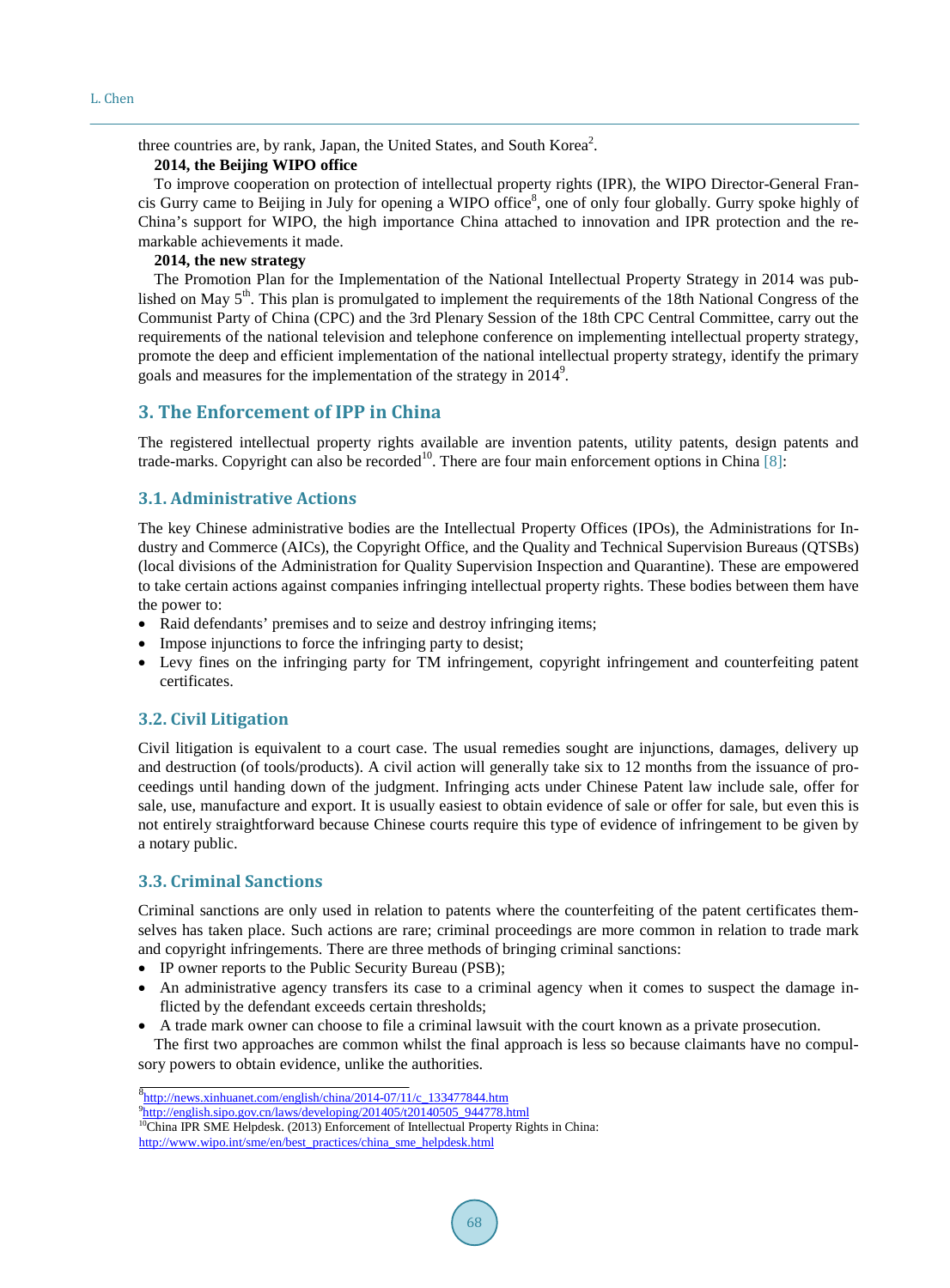three countries are, by rank, Japan, the United States, and South Korea[2].

**2014, the Beijing WIPO office**

To improve cooperation on protection of intellectual property rights (IPR), the WIPO Director-General Francis Gurry came to Beijing in July for opening a WIPO office[8], one of only four globally. Gurry spoke highly of China's support for WIPO, the high importance China attached to innovation and IPR protection and the remarkable achievements it made.

**2014, the new strategy**

The Promotion Plan for the Implementation of the National Intellectual Property Strategy in 2014 was published on May 5th. This plan is promulgated to implement the requirements of the 18th National Congress of the Communist Party of China (CPC) and the 3rd Plenary Session of the 18th CPC Central Committee, carry out the requirements of the national television and telephone conference on implementing intellectual property strategy, promote the deep and efficient implementation of the national intellectual property strategy, identify the primary goals and measures for the implementation of the strategy in 2014[9].

## 3. The Enforcement of IPP in China

The registered intellectual property rights available are invention patents, utility patents, design patents and trade-marks. Copyright can also be recorded[10]. There are four main enforcement options in China [8]:

### 3.1. Administrative Actions

The key Chinese administrative bodies are the Intellectual Property Offices (IPOs), the Administrations for Industry and Commerce (AICs), the Copyright Office, and the Quality and Technical Supervision Bureaus (QTSBs) (local divisions of the Administration for Quality Supervision Inspection and Quarantine). These are empowered to take certain actions against companies infringing intellectual property rights. These bodies between them have the power to:

- Raid defendants' premises and to seize and destroy infringing items;
- Impose injunctions to force the infringing party to desist;
- Levy fines on the infringing party for TM infringement, copyright infringement and counterfeiting patent certificates.

### 3.2. Civil Litigation

Civil litigation is equivalent to a court case. The usual remedies sought are injunctions, damages, delivery up and destruction (of tools/products). A civil action will generally take six to 12 months from the issuance of proceedings until handing down of the judgment. Infringing acts under Chinese Patent law include sale, offer for sale, use, manufacture and export. It is usually easiest to obtain evidence of sale or offer for sale, but even this is not entirely straightforward because Chinese courts require this type of evidence of infringement to be given by a notary public.

### 3.3. Criminal Sanctions

Criminal sanctions are only used in relation to patents where the counterfeiting of the patent certificates themselves has taken place. Such actions are rare; criminal proceedings are more common in relation to trade mark and copyright infringements. There are three methods of bringing criminal sanctions:

- IP owner reports to the Public Security Bureau (PSB);
- An administrative agency transfers its case to a criminal agency when it comes to suspect the damage inflicted by the defendant exceeds certain thresholds;
- A trade mark owner can choose to file a criminal lawsuit with the court known as a private prosecution.

The first two approaches are common whilst the final approach is less so because claimants have no compulsory powers to obtain evidence, unlike the authorities.

---

[8] http://news.xinhuanet.com/english/china/2014-07/11/c_133477844.htm

[9] http://english.sipo.gov.cn/laws/developing/201405/t20140505_944778.html

[10] China IPR SME Helpdesk. (2013) Enforcement of Intellectual Property Rights in China: http://www.wipo.int/sme/en/best_practices/china_sme_helpdesk.html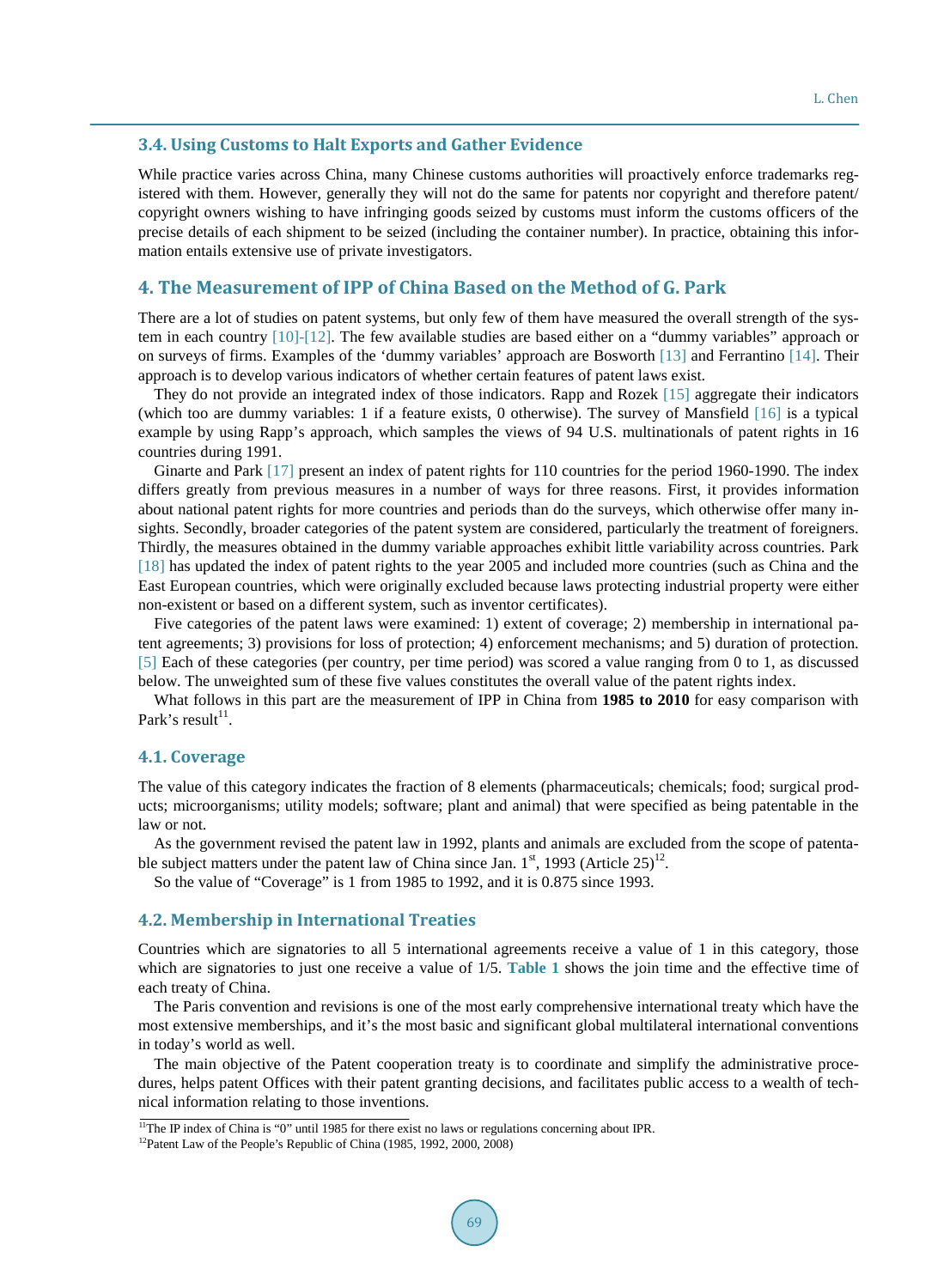### 3.4. Using Customs to Halt Exports and Gather Evidence

While practice varies across China, many Chinese customs authorities will proactively enforce trademarks registered with them. However, generally they will not do the same for patents nor copyright and therefore patent/copyright owners wishing to have infringing goods seized by customs must inform the customs officers of the precise details of each shipment to be seized (including the container number). In practice, obtaining this information entails extensive use of private investigators.

## 4. The Measurement of IPP of China Based on the Method of G. Park

There are a lot of studies on patent systems, but only few of them have measured the overall strength of the system in each country [10]-[12]. The few available studies are based either on a "dummy variables" approach or on surveys of firms. Examples of the 'dummy variables' approach are Bosworth [13] and Ferrantino [14]. Their approach is to develop various indicators of whether certain features of patent laws exist.

They do not provide an integrated index of those indicators. Rapp and Rozek [15] aggregate their indicators (which too are dummy variables: 1 if a feature exists, 0 otherwise). The survey of Mansfield [16] is a typical example by using Rapp's approach, which samples the views of 94 U.S. multinationals of patent rights in 16 countries during 1991.

Ginarte and Park [17] present an index of patent rights for 110 countries for the period 1960-1990. The index differs greatly from previous measures in a number of ways for three reasons. First, it provides information about national patent rights for more countries and periods than do the surveys, which otherwise offer many insights. Secondly, broader categories of the patent system are considered, particularly the treatment of foreigners. Thirdly, the measures obtained in the dummy variable approaches exhibit little variability across countries. Park [18] has updated the index of patent rights to the year 2005 and included more countries (such as China and the East European countries, which were originally excluded because laws protecting industrial property were either non-existent or based on a different system, such as inventor certificates).

Five categories of the patent laws were examined: 1) extent of coverage; 2) membership in international patent agreements; 3) provisions for loss of protection; 4) enforcement mechanisms; and 5) duration of protection. [5] Each of these categories (per country, per time period) was scored a value ranging from 0 to 1, as discussed below. The unweighted sum of these five values constitutes the overall value of the patent rights index.

What follows in this part are the measurement of IPP in China from **1985 to 2010** for easy comparison with Park's result[11].

### 4.1. Coverage

The value of this category indicates the fraction of 8 elements (pharmaceuticals; chemicals; food; surgical products; microorganisms; utility models; software; plant and animal) that were specified as being patentable in the law or not.

As the government revised the patent law in 1992, plants and animals are excluded from the scope of patentable subject matters under the patent law of China since Jan. 1st, 1993 (Article 25)[12].

So the value of "Coverage" is 1 from 1985 to 1992, and it is 0.875 since 1993.

### 4.2. Membership in International Treaties

Countries which are signatories to all 5 international agreements receive a value of 1 in this category, those which are signatories to just one receive a value of 1/5. **Table 1** shows the join time and the effective time of each treaty of China.

The Paris convention and revisions is one of the most early comprehensive international treaty which have the most extensive memberships, and it's the most basic and significant global multilateral international conventions in today's world as well.

The main objective of the Patent cooperation treaty is to coordinate and simplify the administrative procedures, helps patent Offices with their patent granting decisions, and facilitates public access to a wealth of technical information relating to those inventions.

[11]The IP index of China is "0" until 1985 for there exist no laws or regulations concerning about IPR.

[12]Patent Law of the People's Republic of China (1985, 1992, 2000, 2008)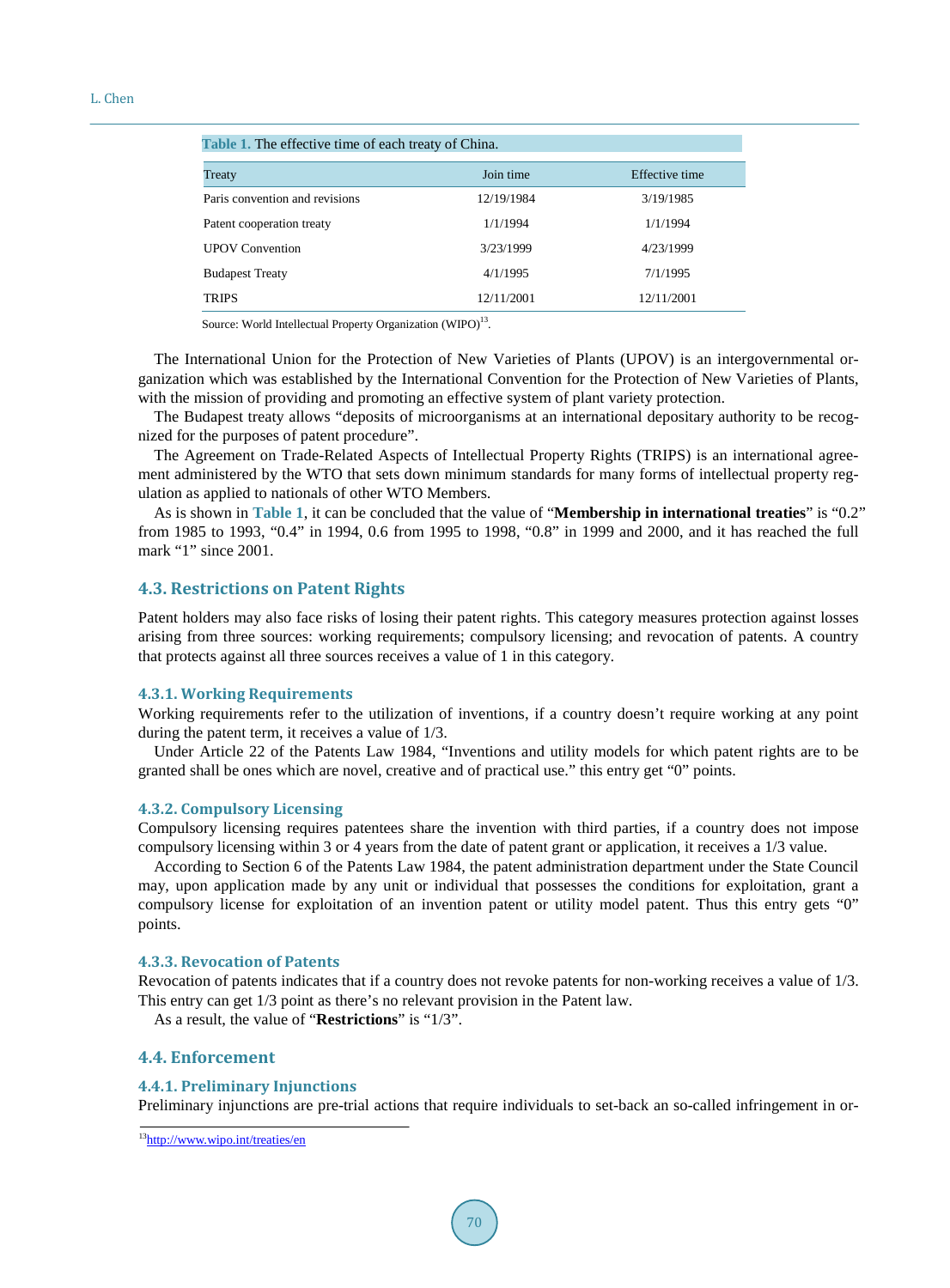**Table 1.** The effective time of each treaty of China.

| Treaty | Join time | Effective time |
|---|---|---|
| Paris convention and revisions | 12/19/1984 | 3/19/1985 |
| Patent cooperation treaty | 1/1/1994 | 1/1/1994 |
| UPOV Convention | 3/23/1999 | 4/23/1999 |
| Budapest Treaty | 4/1/1995 | 7/1/1995 |
| TRIPS | 12/11/2001 | 12/11/2001 |

Source: World Intellectual Property Organization (WIPO)[13].

The International Union for the Protection of New Varieties of Plants (UPOV) is an intergovernmental organization which was established by the International Convention for the Protection of New Varieties of Plants, with the mission of providing and promoting an effective system of plant variety protection.

The Budapest treaty allows "deposits of microorganisms at an international depositary authority to be recognized for the purposes of patent procedure".

The Agreement on Trade-Related Aspects of Intellectual Property Rights (TRIPS) is an international agreement administered by the WTO that sets down minimum standards for many forms of intellectual property regulation as applied to nationals of other WTO Members.

As is shown in **Table 1**, it can be concluded that the value of "**Membership in international treaties**" is "0.2" from 1985 to 1993, "0.4" in 1994, 0.6 from 1995 to 1998, "0.8" in 1999 and 2000, and it has reached the full mark "1" since 2001.

### 4.3. Restrictions on Patent Rights

Patent holders may also face risks of losing their patent rights. This category measures protection against losses arising from three sources: working requirements; compulsory licensing; and revocation of patents. A country that protects against all three sources receives a value of 1 in this category.

#### 4.3.1. Working Requirements

Working requirements refer to the utilization of inventions, if a country doesn't require working at any point during the patent term, it receives a value of 1/3.

Under Article 22 of the Patents Law 1984, "Inventions and utility models for which patent rights are to be granted shall be ones which are novel, creative and of practical use." this entry get "0" points.

#### 4.3.2. Compulsory Licensing

Compulsory licensing requires patentees share the invention with third parties, if a country does not impose compulsory licensing within 3 or 4 years from the date of patent grant or application, it receives a 1/3 value.

According to Section 6 of the Patents Law 1984, the patent administration department under the State Council may, upon application made by any unit or individual that possesses the conditions for exploitation, grant a compulsory license for exploitation of an invention patent or utility model patent. Thus this entry gets "0" points.

#### 4.3.3. Revocation of Patents

Revocation of patents indicates that if a country does not revoke patents for non-working receives a value of 1/3. This entry can get 1/3 point as there's no relevant provision in the Patent law.

As a result, the value of "**Restrictions**" is "1/3".

### 4.4. Enforcement

#### 4.4.1. Preliminary Injunctions

Preliminary injunctions are pre-trial actions that require individuals to set-back an so-called infringement in or-

[13] http://www.wipo.int/treaties/en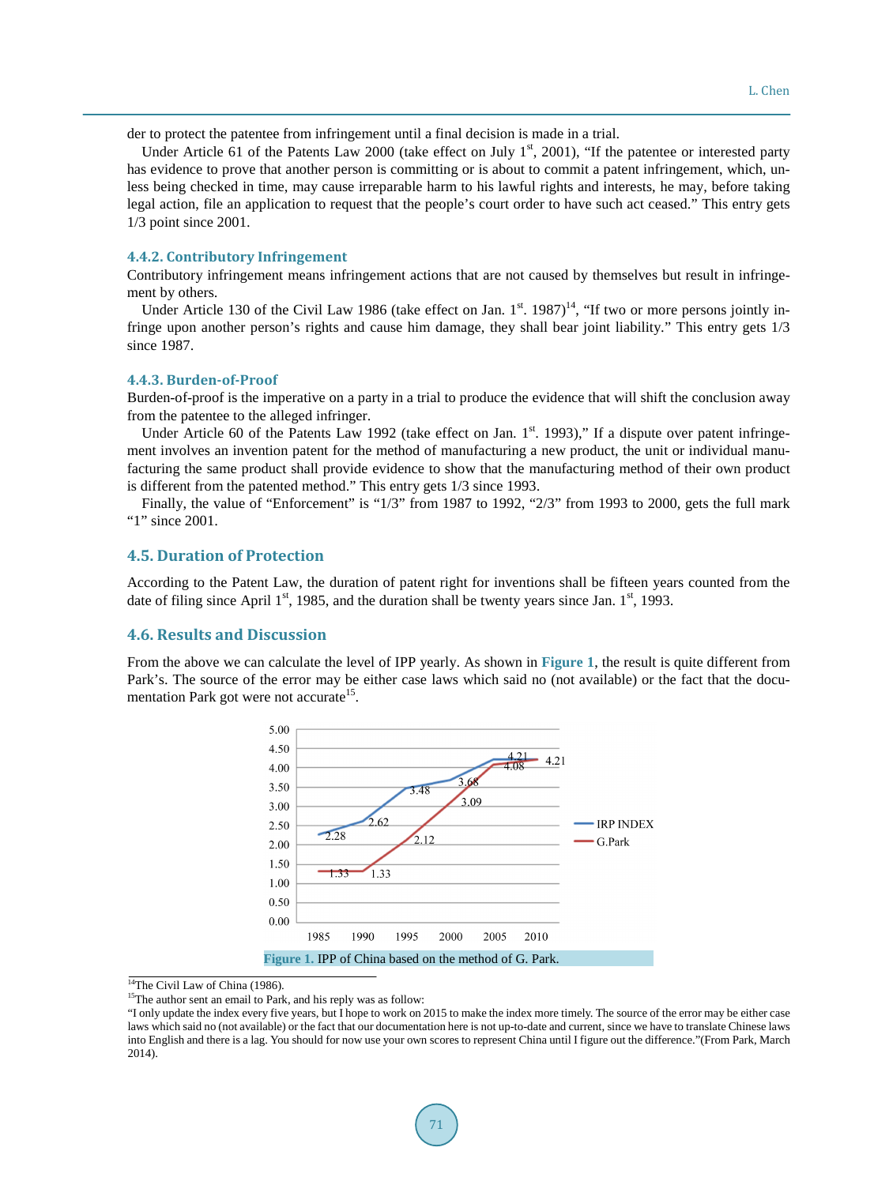der to protect the patentee from infringement until a final decision is made in a trial.

Under Article 61 of the Patents Law 2000 (take effect on July 1st, 2001), "If the patentee or interested party has evidence to prove that another person is committing or is about to commit a patent infringement, which, unless being checked in time, may cause irreparable harm to his lawful rights and interests, he may, before taking legal action, file an application to request that the people's court order to have such act ceased." This entry gets 1/3 point since 2001.

### 4.4.2. Contributory Infringement

Contributory infringement means infringement actions that are not caused by themselves but result in infringement by others.

Under Article 130 of the Civil Law 1986 (take effect on Jan. 1st. 1987)[14], "If two or more persons jointly infringe upon another person's rights and cause him damage, they shall bear joint liability." This entry gets 1/3 since 1987.

### 4.4.3. Burden-of-Proof

Burden-of-proof is the imperative on a party in a trial to produce the evidence that will shift the conclusion away from the patentee to the alleged infringer.

Under Article 60 of the Patents Law 1992 (take effect on Jan. 1st. 1993)," If a dispute over patent infringement involves an invention patent for the method of manufacturing a new product, the unit or individual manufacturing the same product shall provide evidence to show that the manufacturing method of their own product is different from the patented method." This entry gets 1/3 since 1993.

Finally, the value of "Enforcement" is "1/3" from 1987 to 1992, "2/3" from 1993 to 2000, gets the full mark "1" since 2001.

## 4.5. Duration of Protection

According to the Patent Law, the duration of patent right for inventions shall be fifteen years counted from the date of filing since April 1st, 1985, and the duration shall be twenty years since Jan. 1st, 1993.

## 4.6. Results and Discussion

From the above we can calculate the level of IPP yearly. As shown in Figure 1, the result is quite different from Park's. The source of the error may be either case laws which said no (not available) or the fact that the documentation Park got were not accurate[15].

| Year | IRP INDEX | G.Park |
|---|---|---|
| 1985 | 2.28 | 1.33 |
| 1990 | 2.62 | 1.33 |
| 1995 | 3.48 | 2.12 |
| 2000 | 3.68 | 3.09 |
| 2005 | 4.21 | 4.08 |
| 2010 | 4.21 | 4.21 |

Figure 1. IPP of China based on the method of G. Park.

[14]The Civil Law of China (1986).

[15]The author sent an email to Park, and his reply was as follow:

"I only update the index every five years, but I hope to work on 2015 to make the index more timely. The source of the error may be either case laws which said no (not available) or the fact that our documentation here is not up-to-date and current, since we have to translate Chinese laws into English and there is a lag. You should for now use your own scores to represent China until I figure out the difference."(From Park, March 2014).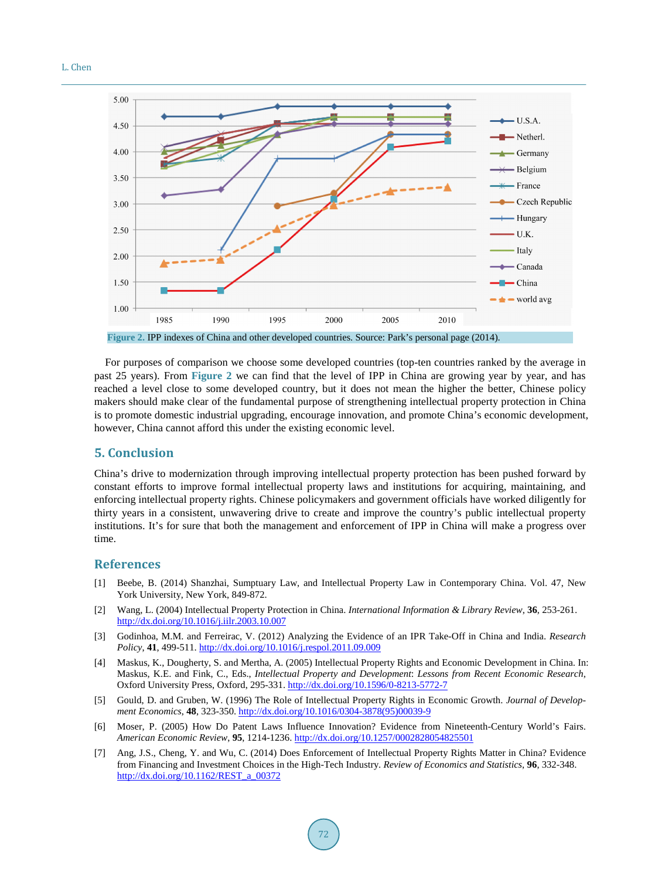Figure 2. IPP indexes of China and other developed countries. Source: Park's personal page (2014).

For purposes of comparison we choose some developed countries (top-ten countries ranked by the average in past 25 years). From Figure 2 we can find that the level of IPP in China are growing year by year, and has reached a level close to some developed country, but it does not mean the higher the better, Chinese policy makers should make clear of the fundamental purpose of strengthening intellectual property protection in China is to promote domestic industrial upgrading, encourage innovation, and promote China's economic development, however, China cannot afford this under the existing economic level.

## 5. Conclusion

China's drive to modernization through improving intellectual property protection has been pushed forward by constant efforts to improve formal intellectual property laws and institutions for acquiring, maintaining, and enforcing intellectual property rights. Chinese policymakers and government officials have worked diligently for thirty years in a consistent, unwavering drive to create and improve the country's public intellectual property institutions. It's for sure that both the management and enforcement of IPP in China will make a progress over time.

## References

[1] Beebe, B. (2014) Shanzhai, Sumptuary Law, and Intellectual Property Law in Contemporary China. Vol. 47, New York University, New York, 849-872.

[2] Wang, L. (2004) Intellectual Property Protection in China. *International Information & Library Review*, **36**, 253-261. http://dx.doi.org/10.1016/j.iilr.2003.10.007

[3] Godinhoa, M.M. and Ferreirac, V. (2012) Analyzing the Evidence of an IPR Take-Off in China and India. *Research Policy*, **41**, 499-511. http://dx.doi.org/10.1016/j.respol.2011.09.009

[4] Maskus, K., Dougherty, S. and Mertha, A. (2005) Intellectual Property Rights and Economic Development in China. In: Maskus, K.E. and Fink, C., Eds., *Intellectual Property and Development*: *Lessons from Recent Economic Research*, Oxford University Press, Oxford, 295-331. http://dx.doi.org/10.1596/0-8213-5772-7

[5] Gould, D. and Gruben, W. (1996) The Role of Intellectual Property Rights in Economic Growth. *Journal of Development Economics*, **48**, 323-350. http://dx.doi.org/10.1016/0304-3878(95)00039-9

[6] Moser, P. (2005) How Do Patent Laws Influence Innovation? Evidence from Nineteenth-Century World's Fairs. *American Economic Review*, **95**, 1214-1236. http://dx.doi.org/10.1257/0002828054825501

[7] Ang, J.S., Cheng, Y. and Wu, C. (2014) Does Enforcement of Intellectual Property Rights Matter in China? Evidence from Financing and Investment Choices in the High-Tech Industry. *Review of Economics and Statistics*, **96**, 332-348. http://dx.doi.org/10.1162/REST_a_00372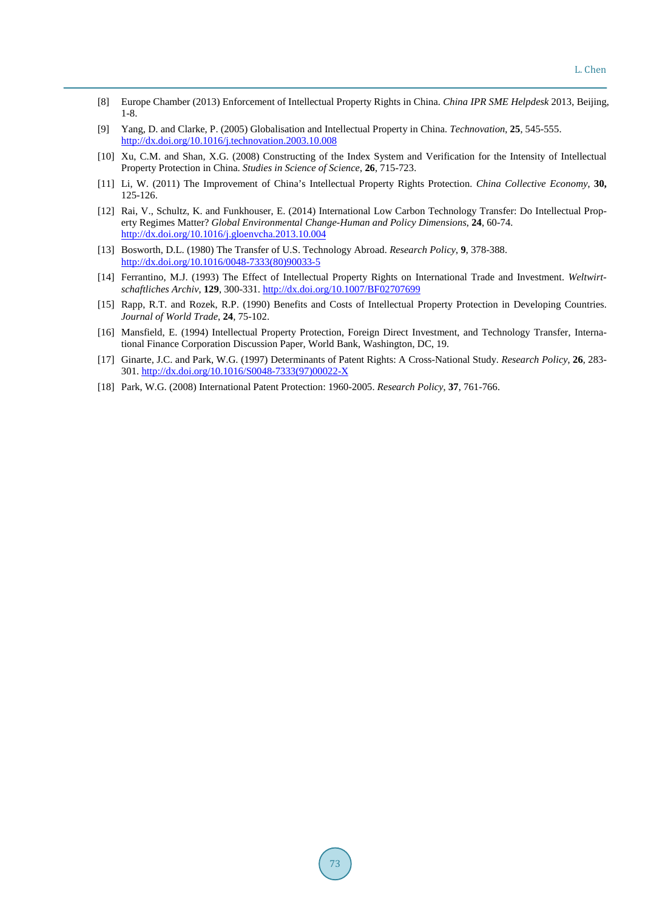[8] Europe Chamber (2013) Enforcement of Intellectual Property Rights in China. *China IPR SME Helpdesk* 2013, Beijing, 1-8.

[9] Yang, D. and Clarke, P. (2005) Globalisation and Intellectual Property in China. *Technovation*, **25**, 545-555. http://dx.doi.org/10.1016/j.technovation.2003.10.008

[10] Xu, C.M. and Shan, X.G. (2008) Constructing of the Index System and Verification for the Intensity of Intellectual Property Protection in China. *Studies in Science of Science*, **26**, 715-723.

[11] Li, W. (2011) The Improvement of China's Intellectual Property Rights Protection. *China Collective Economy*, **30,** 125-126.

[12] Rai, V., Schultz, K. and Funkhouser, E. (2014) International Low Carbon Technology Transfer: Do Intellectual Property Regimes Matter? *Global Environmental Change-Human and Policy Dimensions*, **24**, 60-74. http://dx.doi.org/10.1016/j.gloenvcha.2013.10.004

[13] Bosworth, D.L. (1980) The Transfer of U.S. Technology Abroad. *Research Policy*, **9**, 378-388. http://dx.doi.org/10.1016/0048-7333(80)90033-5

[14] Ferrantino, M.J. (1993) The Effect of Intellectual Property Rights on International Trade and Investment. *Weltwirtschaftliches Archiv*, **129**, 300-331. http://dx.doi.org/10.1007/BF02707699

[15] Rapp, R.T. and Rozek, R.P. (1990) Benefits and Costs of Intellectual Property Protection in Developing Countries. *Journal of World Trade*, **24**, 75-102.

[16] Mansfield, E. (1994) Intellectual Property Protection, Foreign Direct Investment, and Technology Transfer, International Finance Corporation Discussion Paper, World Bank, Washington, DC, 19.

[17] Ginarte, J.C. and Park, W.G. (1997) Determinants of Patent Rights: A Cross-National Study. *Research Policy*, **26**, 283-301. http://dx.doi.org/10.1016/S0048-7333(97)00022-X

[18] Park, W.G. (2008) International Patent Protection: 1960-2005. *Research Policy*, **37**, 761-766.